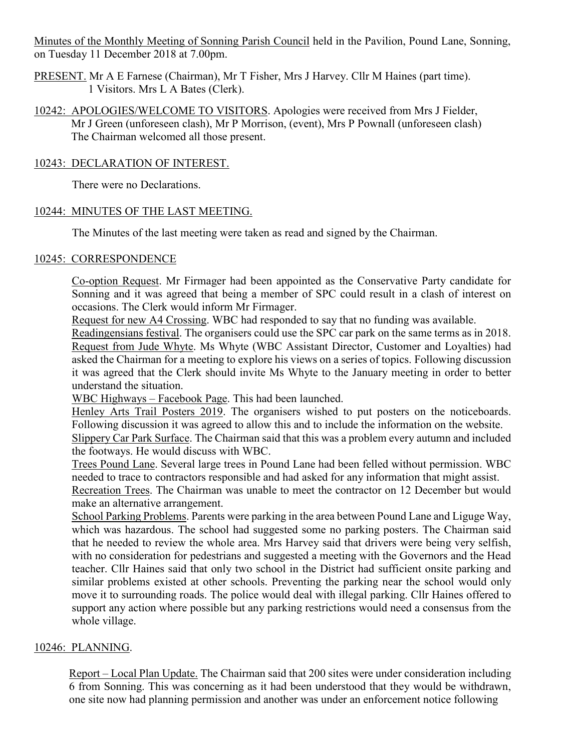Minutes of the Monthly Meeting of Sonning Parish Council held in the Pavilion, Pound Lane, Sonning, on Tuesday 11 December 2018 at 7.00pm.

PRESENT. Mr A E Farnese (Chairman), Mr T Fisher, Mrs J Harvey. Cllr M Haines (part time). 1 Visitors. Mrs L A Bates (Clerk).

10242: APOLOGIES/WELCOME TO VISITORS. Apologies were received from Mrs J Fielder, Mr J Green (unforeseen clash), Mr P Morrison, (event), Mrs P Pownall (unforeseen clash) The Chairman welcomed all those present.

10243: DECLARATION OF INTEREST.

There were no Declarations.

10244: MINUTES OF THE LAST MEETING.

The Minutes of the last meeting were taken as read and signed by the Chairman.

10245: CORRESPONDENCE

Co-option Request. Mr Firmager had been appointed as the Conservative Party candidate for Sonning and it was agreed that being a member of SPC could result in a clash of interest on occasions. The Clerk would inform Mr Firmager.

Request for new A4 Crossing. WBC had responded to say that no funding was available.

Readingensians festival. The organisers could use the SPC car park on the same terms as in 2018.

Request from Jude Whyte. Ms Whyte (WBC Assistant Director, Customer and Loyalties) had asked the Chairman for a meeting to explore his views on a series of topics. Following discussion it was agreed that the Clerk should invite Ms Whyte to the January meeting in order to better understand the situation.

WBC Highways – Facebook Page. This had been launched.

Henley Arts Trail Posters 2019. The organisers wished to put posters on the noticeboards. Following discussion it was agreed to allow this and to include the information on the website.

Slippery Car Park Surface. The Chairman said that this was a problem every autumn and included the footways. He would discuss with WBC.

Trees Pound Lane. Several large trees in Pound Lane had been felled without permission. WBC needed to trace to contractors responsible and had asked for any information that might assist.

Recreation Trees. The Chairman was unable to meet the contractor on 12 December but would make an alternative arrangement.

School Parking Problems. Parents were parking in the area between Pound Lane and Liguge Way, which was hazardous. The school had suggested some no parking posters. The Chairman said that he needed to review the whole area. Mrs Harvey said that drivers were being very selfish, with no consideration for pedestrians and suggested a meeting with the Governors and the Head teacher. Cllr Haines said that only two school in the District had sufficient onsite parking and similar problems existed at other schools. Preventing the parking near the school would only move it to surrounding roads. The police would deal with illegal parking. Cllr Haines offered to support any action where possible but any parking restrictions would need a consensus from the whole village.

10246: PLANNING.

Report – Local Plan Update. The Chairman said that 200 sites were under consideration including 6 from Sonning. This was concerning as it had been understood that they would be withdrawn, one site now had planning permission and another was under an enforcement notice following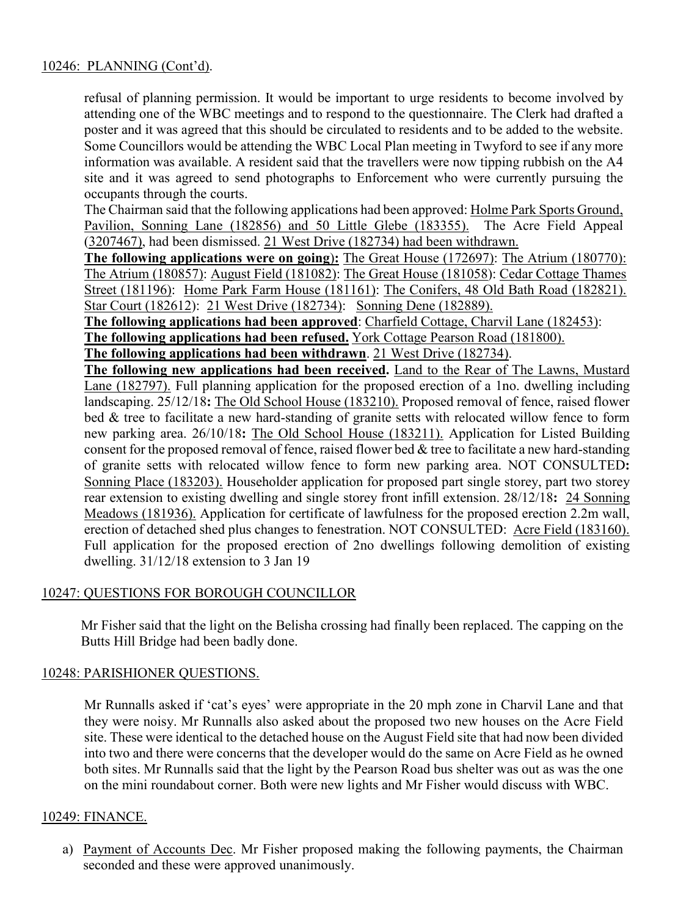10246: PLANNING (Cont'd).

refusal of planning permission. It would be important to urge residents to become involved by attending one of the WBC meetings and to respond to the questionnaire. The Clerk had drafted a poster and it was agreed that this should be circulated to residents and to be added to the website. Some Councillors would be attending the WBC Local Plan meeting in Twyford to see if any more information was available. A resident said that the travellers were now tipping rubbish on the A4 site and it was agreed to send photographs to Enforcement who were currently pursuing the occupants through the courts.

The Chairman said that the following applications had been approved: Holme Park Sports Ground, Pavilion, Sonning Lane (182856) and 50 Little Glebe (183355). The Acre Field Appeal (3207467), had been dismissed. 21 West Drive (182734) had been withdrawn.

**The following applications were on going):** The Great House (172697): The Atrium (180770): The Atrium (180857): August Field (181082): The Great House (181058): Cedar Cottage Thames Street (181196): Home Park Farm House (181161): The Conifers, 48 Old Bath Road (182821). Star Court (182612): 21 West Drive (182734): Sonning Dene (182889).

**The following applications had been approved**: Charfield Cottage, Charvil Lane (182453):

**The following applications had been refused.** York Cottage Pearson Road (181800).

**The following applications had been withdrawn**. 21 West Drive (182734).

**The following new applications had been received.** Land to the Rear of The Lawns, Mustard Lane (182797). Full planning application for the proposed erection of a 1no. dwelling including landscaping. 25/12/18**:** The Old School House (183210). Proposed removal of fence, raised flower bed & tree to facilitate a new hard-standing of granite setts with relocated willow fence to form new parking area. 26/10/18**:** The Old School House (183211). Application for Listed Building consent for the proposed removal of fence, raised flower bed & tree to facilitate a new hard-standing of granite setts with relocated willow fence to form new parking area. NOT CONSULTED**:** Sonning Place (183203). Householder application for proposed part single storey, part two storey rear extension to existing dwelling and single storey front infill extension. 28/12/18**:** 24 Sonning Meadows (181936). Application for certificate of lawfulness for the proposed erection 2.2m wall, erection of detached shed plus changes to fenestration. NOT CONSULTED: Acre Field (183160). Full application for the proposed erection of 2no dwellings following demolition of existing dwelling. 31/12/18 extension to 3 Jan 19

10247: QUESTIONS FOR BOROUGH COUNCILLOR

Mr Fisher said that the light on the Belisha crossing had finally been replaced. The capping on the Butts Hill Bridge had been badly done.

10248: PARISHIONER QUESTIONS.

Mr Runnalls asked if 'cat's eyes' were appropriate in the 20 mph zone in Charvil Lane and that they were noisy. Mr Runnalls also asked about the proposed two new houses on the Acre Field site. These were identical to the detached house on the August Field site that had now been divided into two and there were concerns that the developer would do the same on Acre Field as he owned both sites. Mr Runnalls said that the light by the Pearson Road bus shelter was out as was the one on the mini roundabout corner. Both were new lights and Mr Fisher would discuss with WBC.

10249: FINANCE.

a) Payment of Accounts Dec. Mr Fisher proposed making the following payments, the Chairman seconded and these were approved unanimously.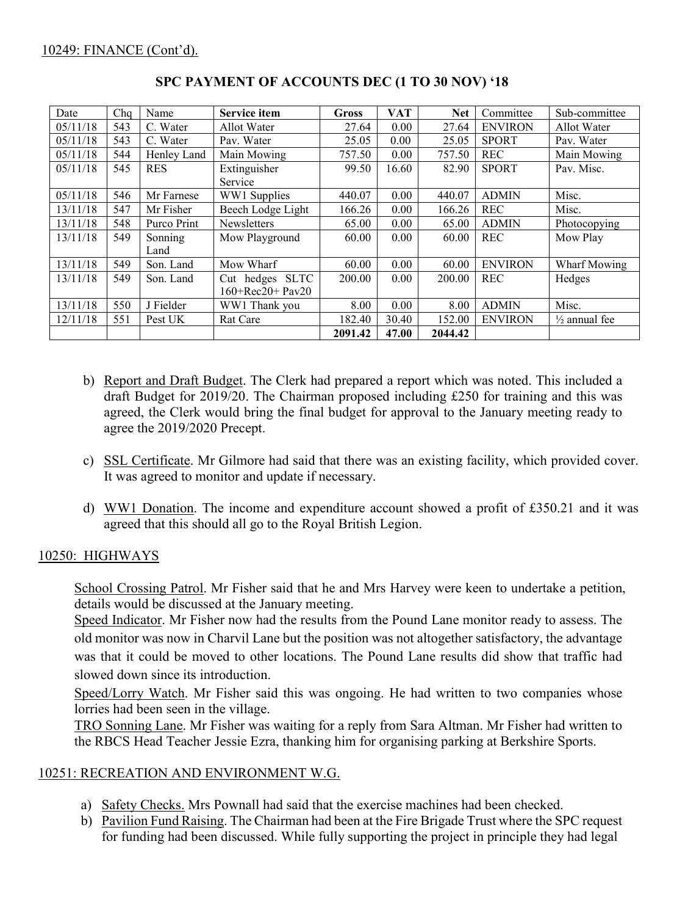10249: FINANCE (Cont'd).

**SPC PAYMENT OF ACCOUNTS DEC (1 TO 30 NOV) '18**

| Date | Chq | Name | **Service item** | **Gross** | **VAT** | **Net** | Committee | Sub-committee |
|---|---|---|---|---|---|---|---|---|
| 05/11/18 | 543 | C. Water | Allot Water | 27.64 | 0.00 | 27.64 | ENVIRON | Allot Water |
| 05/11/18 | 543 | C. Water | Pav. Water | 25.05 | 0.00 | 25.05 | SPORT | Pav. Water |
| 05/11/18 | 544 | Henley Land | Main Mowing | 757.50 | 0.00 | 757.50 | REC | Main Mowing |
| 05/11/18 | 545 | RES | Extinguisher Service | 99.50 | 16.60 | 82.90 | SPORT | Pav. Misc. |
| 05/11/18 | 546 | Mr Farnese | WW1 Supplies | 440.07 | 0.00 | 440.07 | ADMIN | Misc. |
| 13/11/18 | 547 | Mr Fisher | Beech Lodge Light | 166.26 | 0.00 | 166.26 | REC | Misc. |
| 13/11/18 | 548 | Purco Print | Newsletters | 65.00 | 0.00 | 65.00 | ADMIN | Photocopying |
| 13/11/18 | 549 | Sonning Land | Mow Playground | 60.00 | 0.00 | 60.00 | REC | Mow Play |
| 13/11/18 | 549 | Son. Land | Mow Wharf | 60.00 | 0.00 | 60.00 | ENVIRON | Wharf Mowing |
| 13/11/18 | 549 | Son. Land | Cut hedges SLTC 160+Rec20+ Pav20 | 200.00 | 0.00 | 200.00 | REC | Hedges |
| 13/11/18 | 550 | J Fielder | WW1 Thank you | 8.00 | 0.00 | 8.00 | ADMIN | Misc. |
| 12/11/18 | 551 | Pest UK | Rat Care | 182.40 | 30.40 | 152.00 | ENVIRON | ½ annual fee |
| | | | | **2091.42** | **47.00** | **2044.42** | | |

b) Report and Draft Budget. The Clerk had prepared a report which was noted. This included a draft Budget for 2019/20. The Chairman proposed including £250 for training and this was agreed, the Clerk would bring the final budget for approval to the January meeting ready to agree the 2019/2020 Precept.

c) SSL Certificate. Mr Gilmore had said that there was an existing facility, which provided cover. It was agreed to monitor and update if necessary.

d) WW1 Donation. The income and expenditure account showed a profit of £350.21 and it was agreed that this should all go to the Royal British Legion.

## 10250: HIGHWAYS

School Crossing Patrol. Mr Fisher said that he and Mrs Harvey were keen to undertake a petition, details would be discussed at the January meeting.
Speed Indicator. Mr Fisher now had the results from the Pound Lane monitor ready to assess. The old monitor was now in Charvil Lane but the position was not altogether satisfactory, the advantage was that it could be moved to other locations. The Pound Lane results did show that traffic had slowed down since its introduction.
Speed/Lorry Watch. Mr Fisher said this was ongoing. He had written to two companies whose lorries had been seen in the village.
TRO Sonning Lane. Mr Fisher was waiting for a reply from Sara Altman. Mr Fisher had written to the RBCS Head Teacher Jessie Ezra, thanking him for organising parking at Berkshire Sports.

## 10251: RECREATION AND ENVIRONMENT W.G.

a) Safety Checks. Mrs Pownall had said that the exercise machines had been checked.
b) Pavilion Fund Raising. The Chairman had been at the Fire Brigade Trust where the SPC request for funding had been discussed. While fully supporting the project in principle they had legal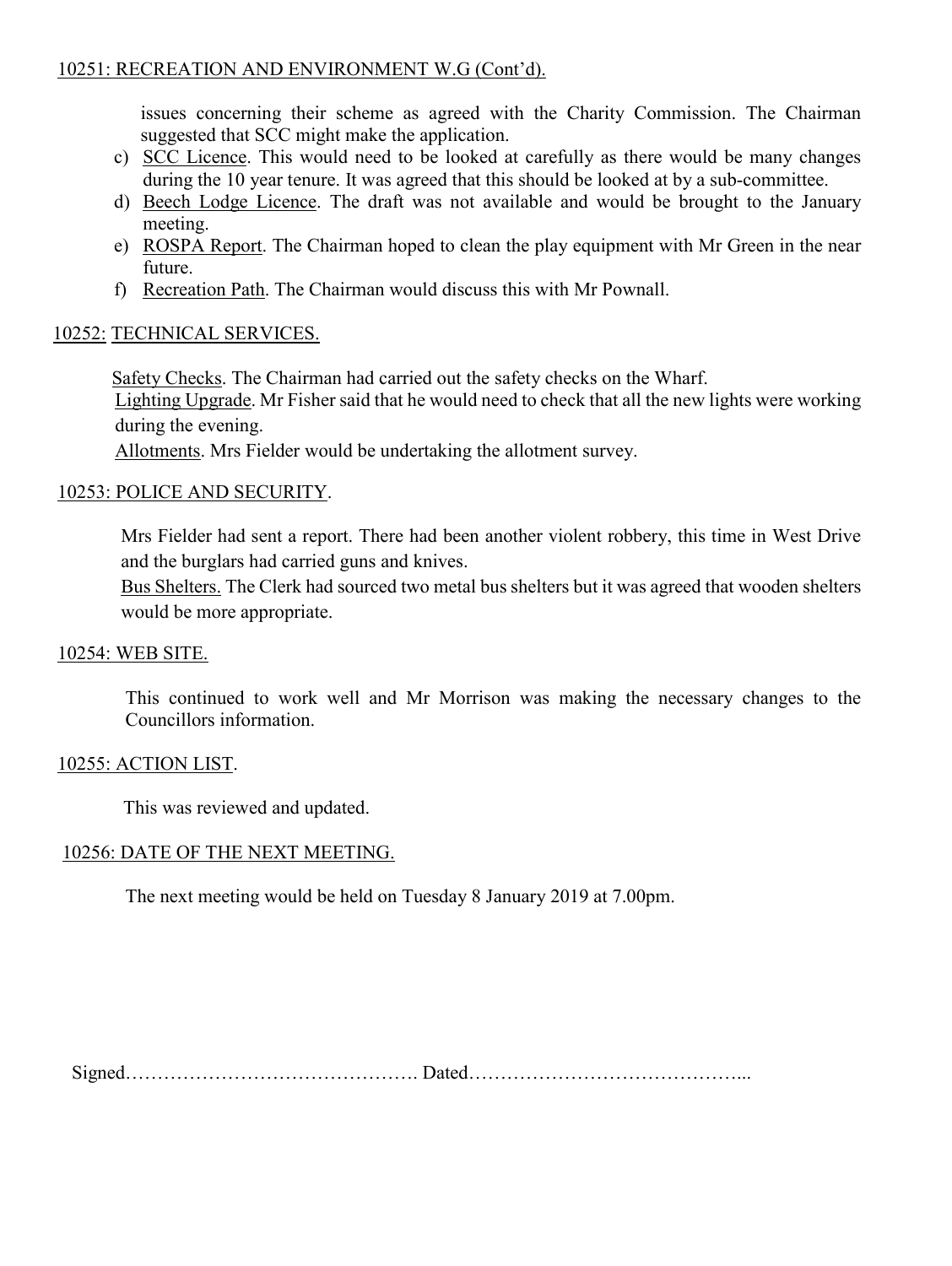10251: RECREATION AND ENVIRONMENT W.G (Cont'd).

issues concerning their scheme as agreed with the Charity Commission. The Chairman suggested that SCC might make the application.

c) SCC Licence. This would need to be looked at carefully as there would be many changes during the 10 year tenure. It was agreed that this should be looked at by a sub-committee.
d) Beech Lodge Licence. The draft was not available and would be brought to the January meeting.
e) ROSPA Report. The Chairman hoped to clean the play equipment with Mr Green in the near future.
f) Recreation Path. The Chairman would discuss this with Mr Pownall.

10252: TECHNICAL SERVICES.

Safety Checks. The Chairman had carried out the safety checks on the Wharf.
Lighting Upgrade. Mr Fisher said that he would need to check that all the new lights were working during the evening.
Allotments. Mrs Fielder would be undertaking the allotment survey.

10253: POLICE AND SECURITY.

Mrs Fielder had sent a report. There had been another violent robbery, this time in West Drive and the burglars had carried guns and knives.
Bus Shelters. The Clerk had sourced two metal bus shelters but it was agreed that wooden shelters would be more appropriate.

10254: WEB SITE.

This continued to work well and Mr Morrison was making the necessary changes to the Councillors information.

10255: ACTION LIST.

This was reviewed and updated.

10256: DATE OF THE NEXT MEETING.

The next meeting would be held on Tuesday 8 January 2019 at 7.00pm.

Signed………………………………………. Dated……………………………………...